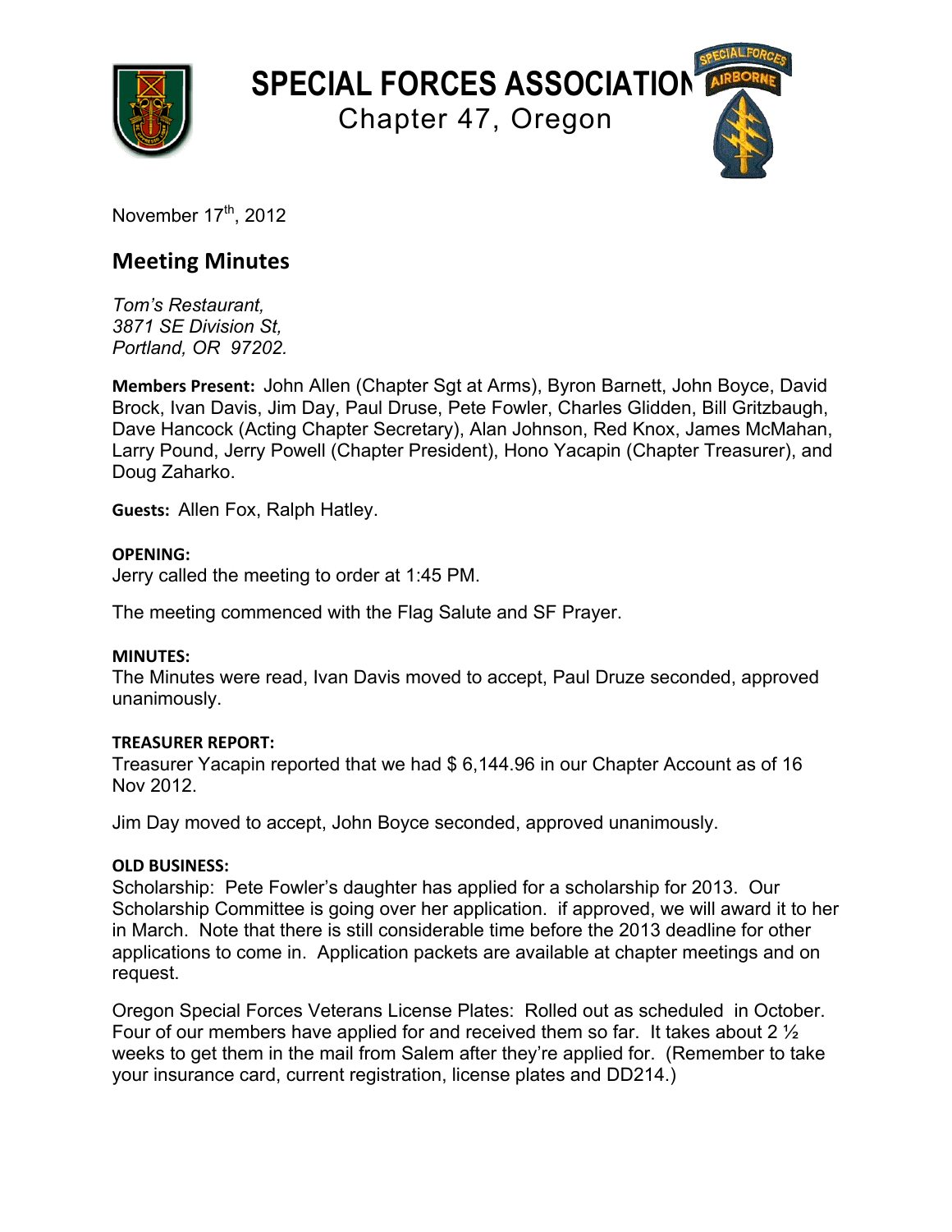# SPECIAL FORCES ASSOCIATION

## Chapter 47, Oregon

November 17th, 2012

## Meeting Minutes

*Tom's Restaurant,*
*3871 SE Division St,*
*Portland, OR 97202.*

**Members Present:** John Allen (Chapter Sgt at Arms), Byron Barnett, John Boyce, David Brock, Ivan Davis, Jim Day, Paul Druse, Pete Fowler, Charles Glidden, Bill Gritzbaugh, Dave Hancock (Acting Chapter Secretary), Alan Johnson, Red Knox, James McMahan, Larry Pound, Jerry Powell (Chapter President), Hono Yacapin (Chapter Treasurer), and Doug Zaharko.

**Guests:** Allen Fox, Ralph Hatley.

**OPENING:**
Jerry called the meeting to order at 1:45 PM.

The meeting commenced with the Flag Salute and SF Prayer.

**MINUTES:**
The Minutes were read, Ivan Davis moved to accept, Paul Druze seconded, approved unanimously.

**TREASURER REPORT:**
Treasurer Yacapin reported that we had $ 6,144.96 in our Chapter Account as of 16 Nov 2012.

Jim Day moved to accept, John Boyce seconded, approved unanimously.

**OLD BUSINESS:**
Scholarship: Pete Fowler's daughter has applied for a scholarship for 2013. Our Scholarship Committee is going over her application. if approved, we will award it to her in March. Note that there is still considerable time before the 2013 deadline for other applications to come in. Application packets are available at chapter meetings and on request.

Oregon Special Forces Veterans License Plates: Rolled out as scheduled in October. Four of our members have applied for and received them so far. It takes about 2 ½ weeks to get them in the mail from Salem after they're applied for. (Remember to take your insurance card, current registration, license plates and DD214.)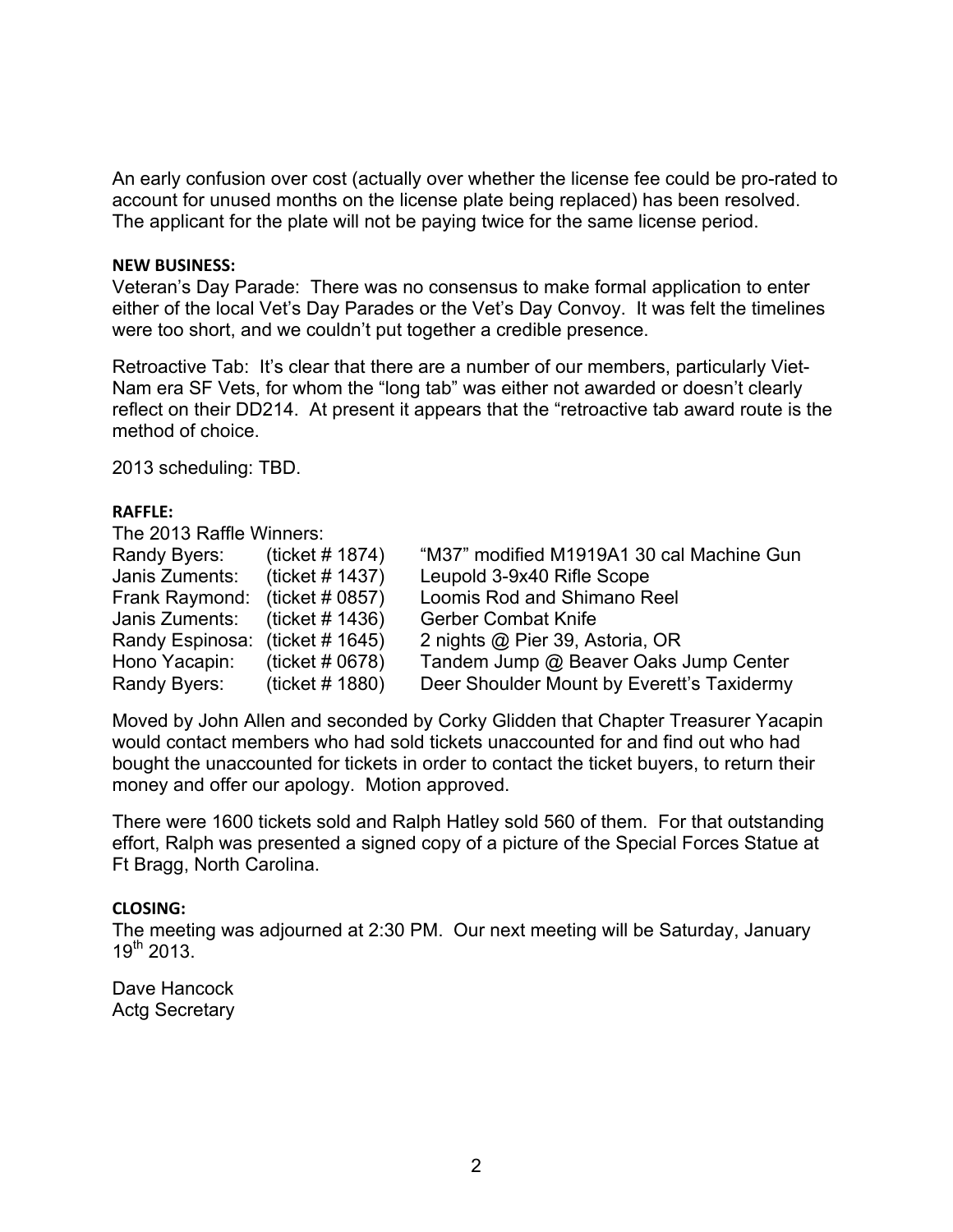An early confusion over cost (actually over whether the license fee could be pro-rated to account for unused months on the license plate being replaced) has been resolved. The applicant for the plate will not be paying twice for the same license period.

**NEW BUSINESS:**

Veteran's Day Parade: There was no consensus to make formal application to enter either of the local Vet's Day Parades or the Vet's Day Convoy. It was felt the timelines were too short, and we couldn't put together a credible presence.

Retroactive Tab: It's clear that there are a number of our members, particularly Viet-Nam era SF Vets, for whom the "long tab" was either not awarded or doesn't clearly reflect on their DD214. At present it appears that the "retroactive tab award route is the method of choice.

2013 scheduling: TBD.

**RAFFLE:**

The 2013 Raffle Winners:

| | | |
|---|---|---|
| Randy Byers: | (ticket # 1874) | "M37" modified M1919A1 30 cal Machine Gun |
| Janis Zuments: | (ticket # 1437) | Leupold 3-9x40 Rifle Scope |
| Frank Raymond: | (ticket # 0857) | Loomis Rod and Shimano Reel |
| Janis Zuments: | (ticket # 1436) | Gerber Combat Knife |
| Randy Espinosa: | (ticket # 1645) | 2 nights @ Pier 39, Astoria, OR |
| Hono Yacapin: | (ticket # 0678) | Tandem Jump @ Beaver Oaks Jump Center |
| Randy Byers: | (ticket # 1880) | Deer Shoulder Mount by Everett's Taxidermy |

Moved by John Allen and seconded by Corky Glidden that Chapter Treasurer Yacapin would contact members who had sold tickets unaccounted for and find out who had bought the unaccounted for tickets in order to contact the ticket buyers, to return their money and offer our apology. Motion approved.

There were 1600 tickets sold and Ralph Hatley sold 560 of them. For that outstanding effort, Ralph was presented a signed copy of a picture of the Special Forces Statue at Ft Bragg, North Carolina.

**CLOSING:**

The meeting was adjourned at 2:30 PM. Our next meeting will be Saturday, January 19th 2013.

Dave Hancock
Actg Secretary